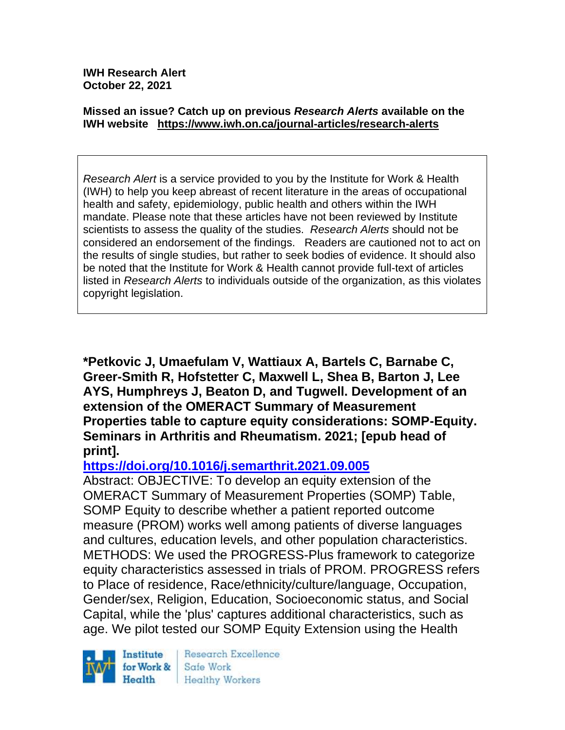**IWH Research Alert**
**October 22, 2021**

**Missed an issue? Catch up on previous *Research Alerts* available on the IWH website https://www.iwh.on.ca/journal-articles/research-alerts**

*Research Alert* is a service provided to you by the Institute for Work & Health (IWH) to help you keep abreast of recent literature in the areas of occupational health and safety, epidemiology, public health and others within the IWH mandate. Please note that these articles have not been reviewed by Institute scientists to assess the quality of the studies. *Research Alerts* should not be considered an endorsement of the findings. Readers are cautioned not to act on the results of single studies, but rather to seek bodies of evidence. It should also be noted that the Institute for Work & Health cannot provide full-text of articles listed in *Research Alerts* to individuals outside of the organization, as this violates copyright legislation.

**\*Petkovic J, Umaefulam V, Wattiaux A, Bartels C, Barnabe C, Greer-Smith R, Hofstetter C, Maxwell L, Shea B, Barton J, Lee AYS, Humphreys J, Beaton D, and Tugwell. Development of an extension of the OMERACT Summary of Measurement Properties table to capture equity considerations: SOMP-Equity. Seminars in Arthritis and Rheumatism. 2021; [epub head of print].**

**https://doi.org/10.1016/j.semarthrit.2021.09.005**

Abstract: OBJECTIVE: To develop an equity extension of the OMERACT Summary of Measurement Properties (SOMP) Table, SOMP Equity to describe whether a patient reported outcome measure (PROM) works well among patients of diverse languages and cultures, education levels, and other population characteristics. METHODS: We used the PROGRESS-Plus framework to categorize equity characteristics assessed in trials of PROM. PROGRESS refers to Place of residence, Race/ethnicity/culture/language, Occupation, Gender/sex, Religion, Education, Socioeconomic status, and Social Capital, while the 'plus' captures additional characteristics, such as age. We pilot tested our SOMP Equity Extension using the Health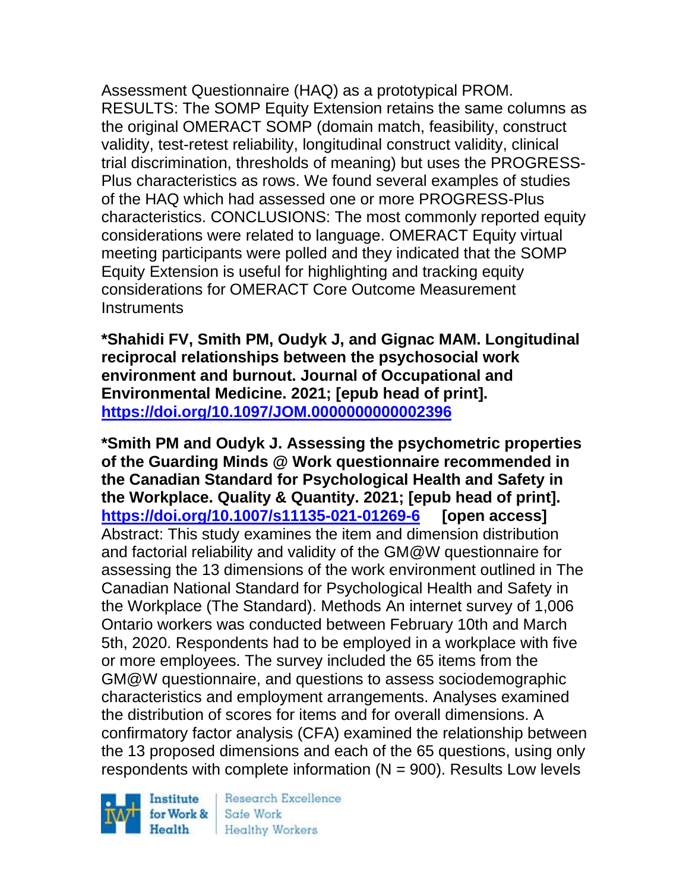Assessment Questionnaire (HAQ) as a prototypical PROM. RESULTS: The SOMP Equity Extension retains the same columns as the original OMERACT SOMP (domain match, feasibility, construct validity, test-retest reliability, longitudinal construct validity, clinical trial discrimination, thresholds of meaning) but uses the PROGRESS-Plus characteristics as rows. We found several examples of studies of the HAQ which had assessed one or more PROGRESS-Plus characteristics. CONCLUSIONS: The most commonly reported equity considerations were related to language. OMERACT Equity virtual meeting participants were polled and they indicated that the SOMP Equity Extension is useful for highlighting and tracking equity considerations for OMERACT Core Outcome Measurement Instruments

**\*Shahidi FV, Smith PM, Oudyk J, and Gignac MAM. Longitudinal reciprocal relationships between the psychosocial work environment and burnout. Journal of Occupational and Environmental Medicine. 2021; [epub head of print]. https://doi.org/10.1097/JOM.0000000000002396**

**\*Smith PM and Oudyk J. Assessing the psychometric properties of the Guarding Minds @ Work questionnaire recommended in the Canadian Standard for Psychological Health and Safety in the Workplace. Quality & Quantity. 2021; [epub head of print]. https://doi.org/10.1007/s11135-021-01269-6 [open access]**
Abstract: This study examines the item and dimension distribution and factorial reliability and validity of the GM@W questionnaire for assessing the 13 dimensions of the work environment outlined in The Canadian National Standard for Psychological Health and Safety in the Workplace (The Standard). Methods An internet survey of 1,006 Ontario workers was conducted between February 10th and March 5th, 2020. Respondents had to be employed in a workplace with five or more employees. The survey included the 65 items from the GM@W questionnaire, and questions to assess sociodemographic characteristics and employment arrangements. Analyses examined the distribution of scores for items and for overall dimensions. A confirmatory factor analysis (CFA) examined the relationship between the 13 proposed dimensions and each of the 65 questions, using only respondents with complete information (N = 900). Results Low levels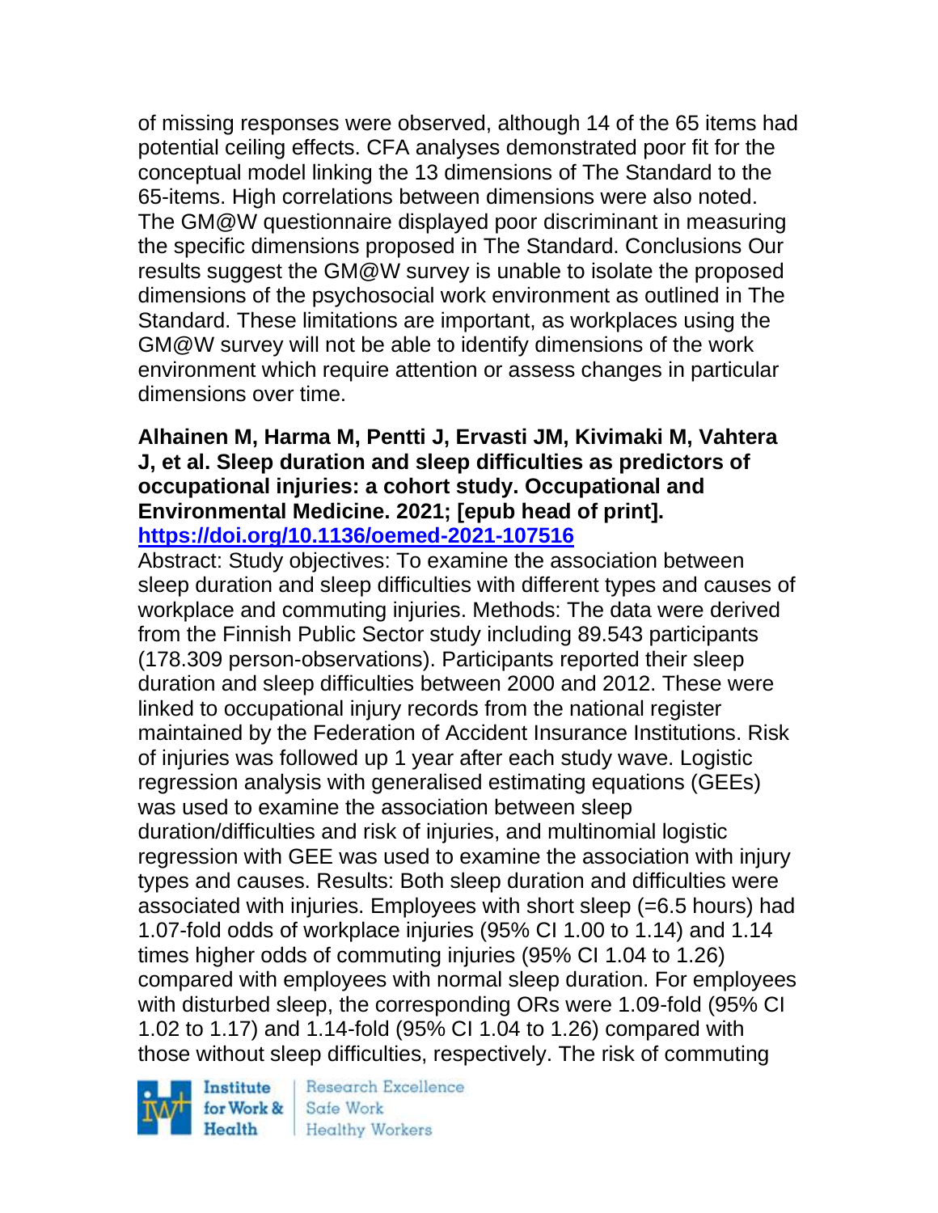of missing responses were observed, although 14 of the 65 items had potential ceiling effects. CFA analyses demonstrated poor fit for the conceptual model linking the 13 dimensions of The Standard to the 65-items. High correlations between dimensions were also noted. The GM@W questionnaire displayed poor discriminant in measuring the specific dimensions proposed in The Standard. Conclusions Our results suggest the GM@W survey is unable to isolate the proposed dimensions of the psychosocial work environment as outlined in The Standard. These limitations are important, as workplaces using the GM@W survey will not be able to identify dimensions of the work environment which require attention or assess changes in particular dimensions over time.

**Alhainen M, Harma M, Pentti J, Ervasti JM, Kivimaki M, Vahtera J, et al. Sleep duration and sleep difficulties as predictors of occupational injuries: a cohort study. Occupational and Environmental Medicine. 2021; [epub head of print].**
**https://doi.org/10.1136/oemed-2021-107516**

Abstract: Study objectives: To examine the association between sleep duration and sleep difficulties with different types and causes of workplace and commuting injuries. Methods: The data were derived from the Finnish Public Sector study including 89.543 participants (178.309 person-observations). Participants reported their sleep duration and sleep difficulties between 2000 and 2012. These were linked to occupational injury records from the national register maintained by the Federation of Accident Insurance Institutions. Risk of injuries was followed up 1 year after each study wave. Logistic regression analysis with generalised estimating equations (GEEs) was used to examine the association between sleep duration/difficulties and risk of injuries, and multinomial logistic regression with GEE was used to examine the association with injury types and causes. Results: Both sleep duration and difficulties were associated with injuries. Employees with short sleep (=6.5 hours) had 1.07-fold odds of workplace injuries (95% CI 1.00 to 1.14) and 1.14 times higher odds of commuting injuries (95% CI 1.04 to 1.26) compared with employees with normal sleep duration. For employees with disturbed sleep, the corresponding ORs were 1.09-fold (95% CI 1.02 to 1.17) and 1.14-fold (95% CI 1.04 to 1.26) compared with those without sleep difficulties, respectively. The risk of commuting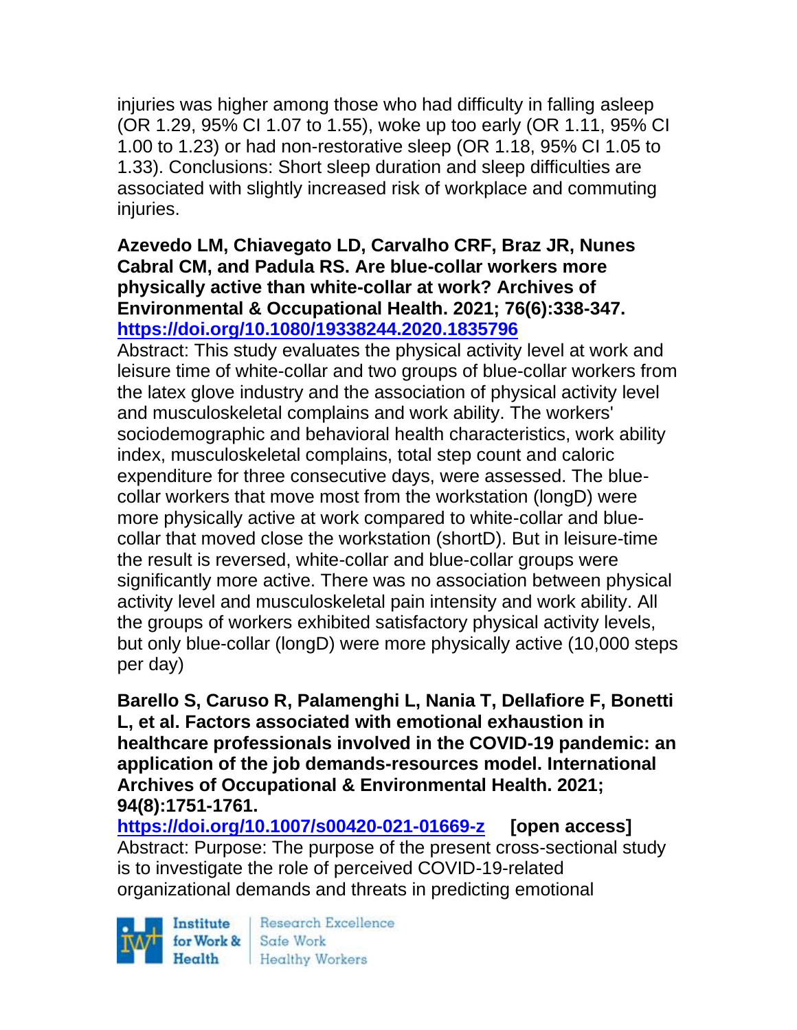injuries was higher among those who had difficulty in falling asleep (OR 1.29, 95% CI 1.07 to 1.55), woke up too early (OR 1.11, 95% CI 1.00 to 1.23) or had non-restorative sleep (OR 1.18, 95% CI 1.05 to 1.33). Conclusions: Short sleep duration and sleep difficulties are associated with slightly increased risk of workplace and commuting injuries.

**Azevedo LM, Chiavegato LD, Carvalho CRF, Braz JR, Nunes Cabral CM, and Padula RS. Are blue-collar workers more physically active than white-collar at work? Archives of Environmental & Occupational Health. 2021; 76(6):338-347. https://doi.org/10.1080/19338244.2020.1835796**

Abstract: This study evaluates the physical activity level at work and leisure time of white-collar and two groups of blue-collar workers from the latex glove industry and the association of physical activity level and musculoskeletal complains and work ability. The workers' sociodemographic and behavioral health characteristics, work ability index, musculoskeletal complains, total step count and caloric expenditure for three consecutive days, were assessed. The blue-collar workers that move most from the workstation (longD) were more physically active at work compared to white-collar and blue-collar that moved close the workstation (shortD). But in leisure-time the result is reversed, white-collar and blue-collar groups were significantly more active. There was no association between physical activity level and musculoskeletal pain intensity and work ability. All the groups of workers exhibited satisfactory physical activity levels, but only blue-collar (longD) were more physically active (10,000 steps per day)

**Barello S, Caruso R, Palamenghi L, Nania T, Dellafiore F, Bonetti L, et al. Factors associated with emotional exhaustion in healthcare professionals involved in the COVID-19 pandemic: an application of the job demands-resources model. International Archives of Occupational & Environmental Health. 2021; 94(8):1751-1761. https://doi.org/10.1007/s00420-021-01669-z [open access]**

Abstract: Purpose: The purpose of the present cross-sectional study is to investigate the role of perceived COVID-19-related organizational demands and threats in predicting emotional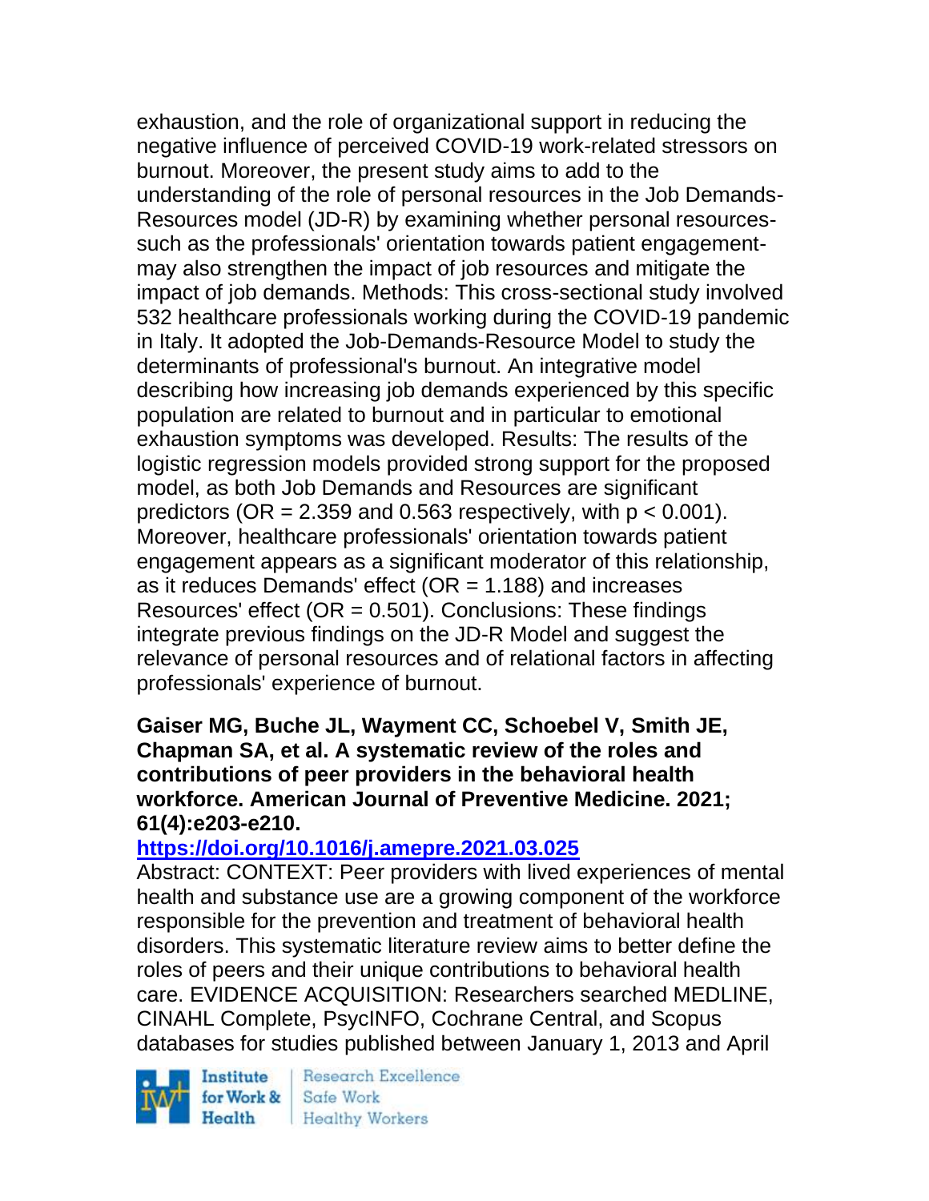exhaustion, and the role of organizational support in reducing the negative influence of perceived COVID-19 work-related stressors on burnout. Moreover, the present study aims to add to the understanding of the role of personal resources in the Job Demands-Resources model (JD-R) by examining whether personal resources-such as the professionals' orientation towards patient engagement-may also strengthen the impact of job resources and mitigate the impact of job demands. Methods: This cross-sectional study involved 532 healthcare professionals working during the COVID-19 pandemic in Italy. It adopted the Job-Demands-Resource Model to study the determinants of professional's burnout. An integrative model describing how increasing job demands experienced by this specific population are related to burnout and in particular to emotional exhaustion symptoms was developed. Results: The results of the logistic regression models provided strong support for the proposed model, as both Job Demands and Resources are significant predictors (OR = 2.359 and 0.563 respectively, with $p < 0.001$). Moreover, healthcare professionals' orientation towards patient engagement appears as a significant moderator of this relationship, as it reduces Demands' effect (OR = 1.188) and increases Resources' effect (OR = 0.501). Conclusions: These findings integrate previous findings on the JD-R Model and suggest the relevance of personal resources and of relational factors in affecting professionals' experience of burnout.

**Gaiser MG, Buche JL, Wayment CC, Schoebel V, Smith JE, Chapman SA, et al. A systematic review of the roles and contributions of peer providers in the behavioral health workforce. American Journal of Preventive Medicine. 2021; 61(4):e203-e210.**

**https://doi.org/10.1016/j.amepre.2021.03.025**

Abstract: CONTEXT: Peer providers with lived experiences of mental health and substance use are a growing component of the workforce responsible for the prevention and treatment of behavioral health disorders. This systematic literature review aims to better define the roles of peers and their unique contributions to behavioral health care. EVIDENCE ACQUISITION: Researchers searched MEDLINE, CINAHL Complete, PsycINFO, Cochrane Central, and Scopus databases for studies published between January 1, 2013 and April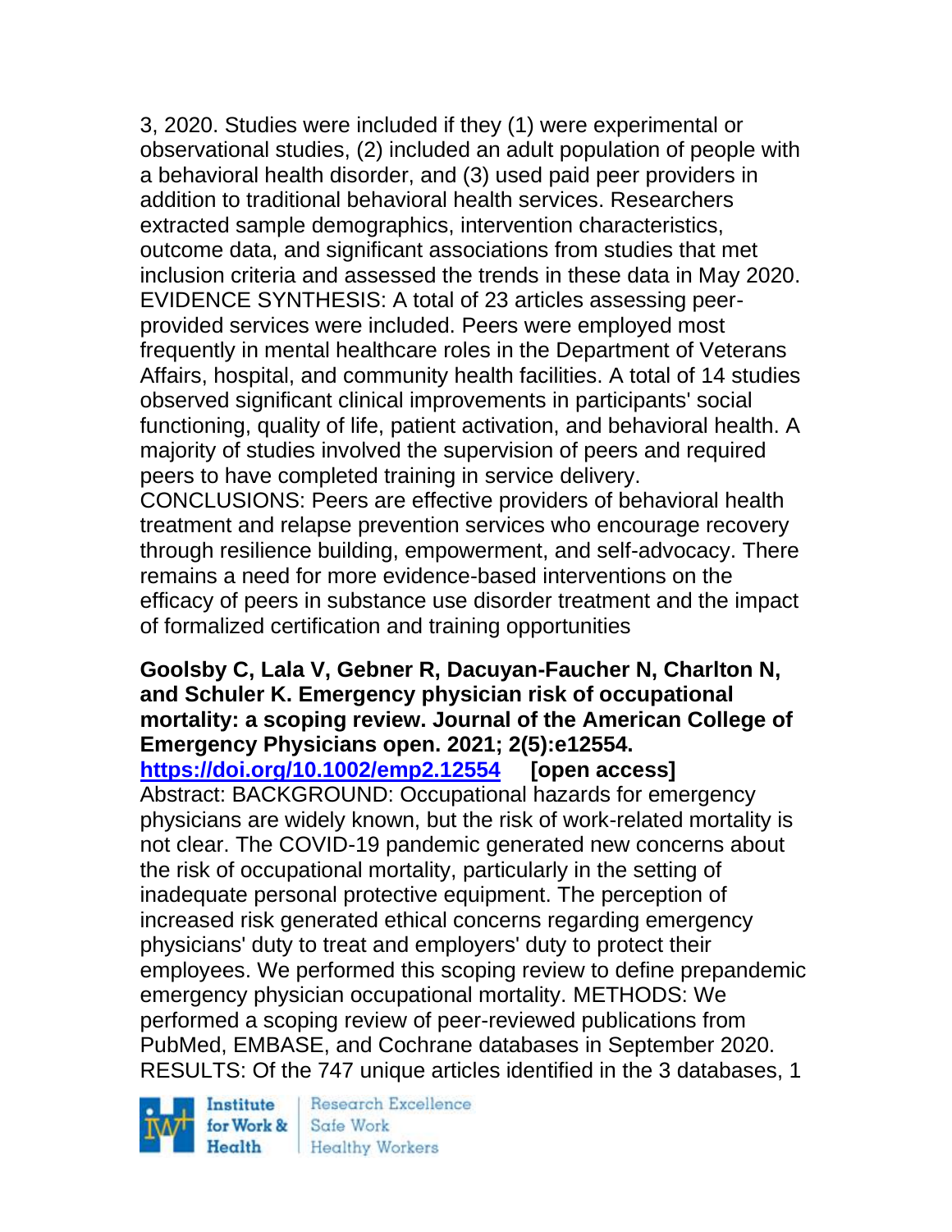3, 2020. Studies were included if they (1) were experimental or observational studies, (2) included an adult population of people with a behavioral health disorder, and (3) used paid peer providers in addition to traditional behavioral health services. Researchers extracted sample demographics, intervention characteristics, outcome data, and significant associations from studies that met inclusion criteria and assessed the trends in these data in May 2020. EVIDENCE SYNTHESIS: A total of 23 articles assessing peer-provided services were included. Peers were employed most frequently in mental healthcare roles in the Department of Veterans Affairs, hospital, and community health facilities. A total of 14 studies observed significant clinical improvements in participants' social functioning, quality of life, patient activation, and behavioral health. A majority of studies involved the supervision of peers and required peers to have completed training in service delivery. CONCLUSIONS: Peers are effective providers of behavioral health treatment and relapse prevention services who encourage recovery through resilience building, empowerment, and self-advocacy. There remains a need for more evidence-based interventions on the efficacy of peers in substance use disorder treatment and the impact of formalized certification and training opportunities

**Goolsby C, Lala V, Gebner R, Dacuyan-Faucher N, Charlton N, and Schuler K. Emergency physician risk of occupational mortality: a scoping review. Journal of the American College of Emergency Physicians open. 2021; 2(5):e12554.**
**https://doi.org/10.1002/emp2.12554 [open access]**
Abstract: BACKGROUND: Occupational hazards for emergency physicians are widely known, but the risk of work-related mortality is not clear. The COVID-19 pandemic generated new concerns about the risk of occupational mortality, particularly in the setting of inadequate personal protective equipment. The perception of increased risk generated ethical concerns regarding emergency physicians' duty to treat and employers' duty to protect their employees. We performed this scoping review to define prepandemic emergency physician occupational mortality. METHODS: We performed a scoping review of peer-reviewed publications from PubMed, EMBASE, and Cochrane databases in September 2020. RESULTS: Of the 747 unique articles identified in the 3 databases, 1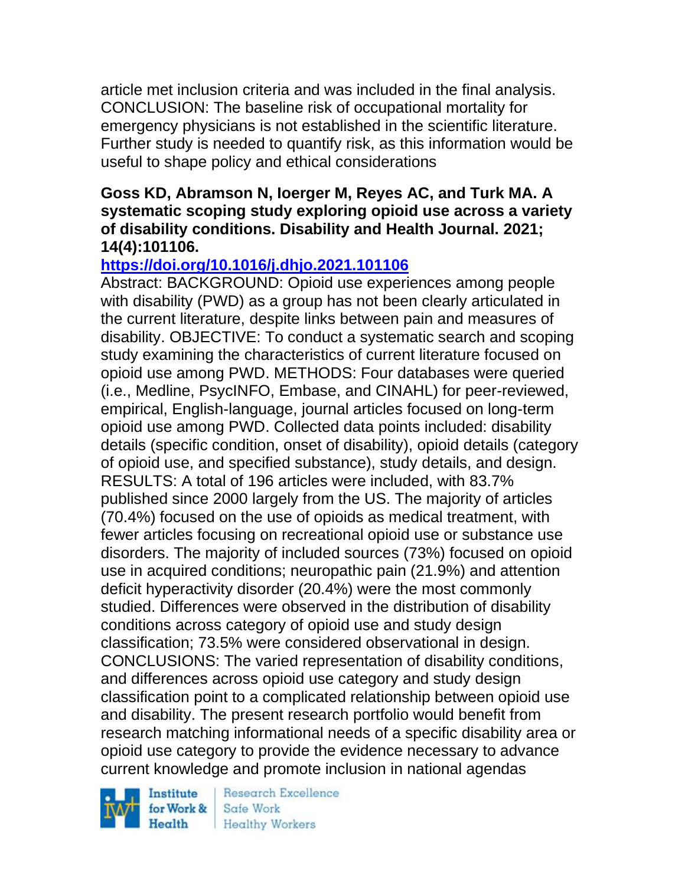article met inclusion criteria and was included in the final analysis. CONCLUSION: The baseline risk of occupational mortality for emergency physicians is not established in the scientific literature. Further study is needed to quantify risk, as this information would be useful to shape policy and ethical considerations

**Goss KD, Abramson N, Ioerger M, Reyes AC, and Turk MA. A systematic scoping study exploring opioid use across a variety of disability conditions. Disability and Health Journal. 2021; 14(4):101106.**

**https://doi.org/10.1016/j.dhjo.2021.101106**

Abstract: BACKGROUND: Opioid use experiences among people with disability (PWD) as a group has not been clearly articulated in the current literature, despite links between pain and measures of disability. OBJECTIVE: To conduct a systematic search and scoping study examining the characteristics of current literature focused on opioid use among PWD. METHODS: Four databases were queried (i.e., Medline, PsycINFO, Embase, and CINAHL) for peer-reviewed, empirical, English-language, journal articles focused on long-term opioid use among PWD. Collected data points included: disability details (specific condition, onset of disability), opioid details (category of opioid use, and specified substance), study details, and design. RESULTS: A total of 196 articles were included, with 83.7% published since 2000 largely from the US. The majority of articles (70.4%) focused on the use of opioids as medical treatment, with fewer articles focusing on recreational opioid use or substance use disorders. The majority of included sources (73%) focused on opioid use in acquired conditions; neuropathic pain (21.9%) and attention deficit hyperactivity disorder (20.4%) were the most commonly studied. Differences were observed in the distribution of disability conditions across category of opioid use and study design classification; 73.5% were considered observational in design. CONCLUSIONS: The varied representation of disability conditions, and differences across opioid use category and study design classification point to a complicated relationship between opioid use and disability. The present research portfolio would benefit from research matching informational needs of a specific disability area or opioid use category to provide the evidence necessary to advance current knowledge and promote inclusion in national agendas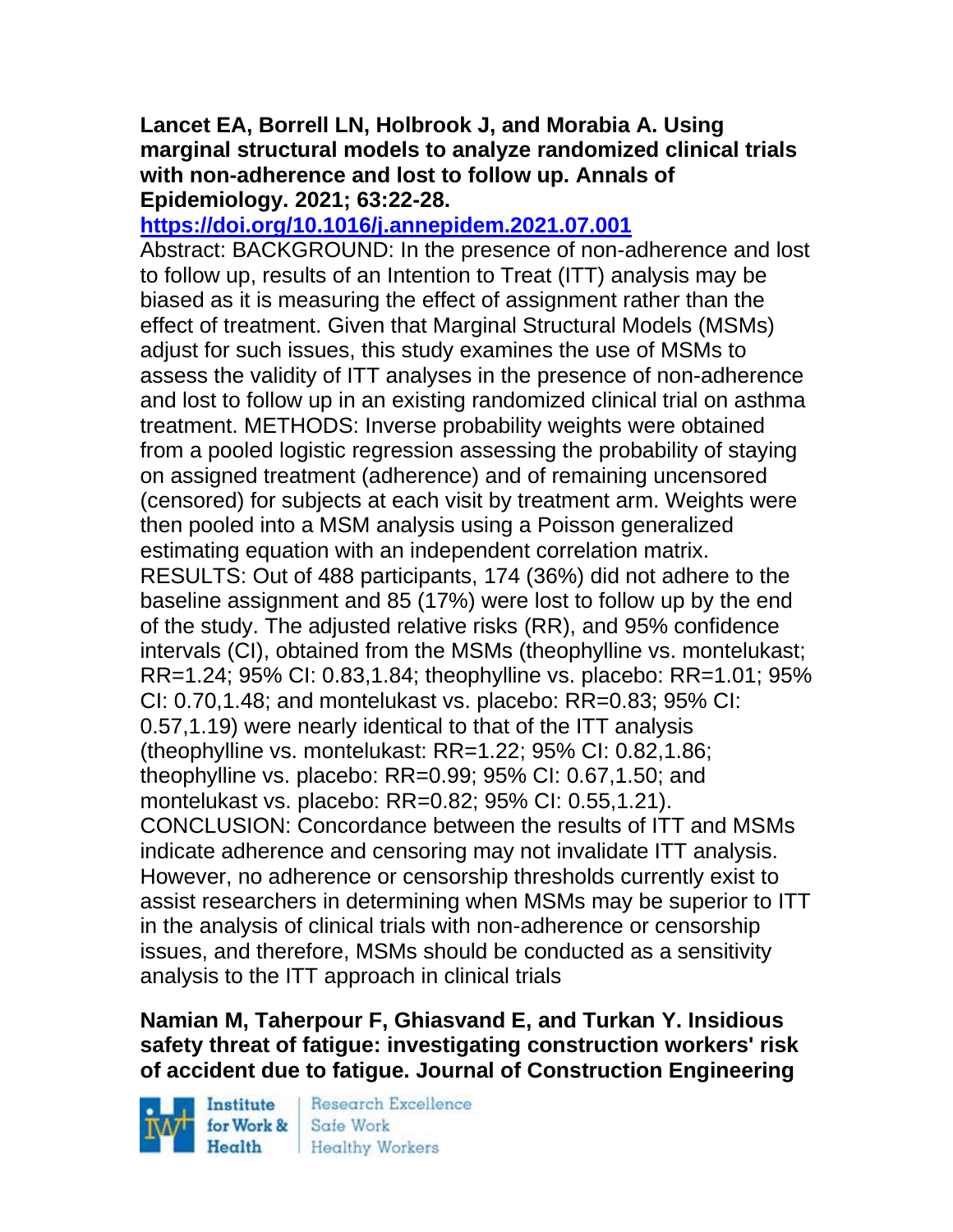**Lancet EA, Borrell LN, Holbrook J, and Morabia A. Using marginal structural models to analyze randomized clinical trials with non-adherence and lost to follow up. Annals of Epidemiology. 2021; 63:22-28.**

**https://doi.org/10.1016/j.annepidem.2021.07.001**

Abstract: BACKGROUND: In the presence of non-adherence and lost to follow up, results of an Intention to Treat (ITT) analysis may be biased as it is measuring the effect of assignment rather than the effect of treatment. Given that Marginal Structural Models (MSMs) adjust for such issues, this study examines the use of MSMs to assess the validity of ITT analyses in the presence of non-adherence and lost to follow up in an existing randomized clinical trial on asthma treatment. METHODS: Inverse probability weights were obtained from a pooled logistic regression assessing the probability of staying on assigned treatment (adherence) and of remaining uncensored (censored) for subjects at each visit by treatment arm. Weights were then pooled into a MSM analysis using a Poisson generalized estimating equation with an independent correlation matrix. RESULTS: Out of 488 participants, 174 (36%) did not adhere to the baseline assignment and 85 (17%) were lost to follow up by the end of the study. The adjusted relative risks (RR), and 95% confidence intervals (CI), obtained from the MSMs (theophylline vs. montelukast; RR=1.24; 95% CI: 0.83,1.84; theophylline vs. placebo: RR=1.01; 95% CI: 0.70,1.48; and montelukast vs. placebo: RR=0.83; 95% CI: 0.57,1.19) were nearly identical to that of the ITT analysis (theophylline vs. montelukast: RR=1.22; 95% CI: 0.82,1.86; theophylline vs. placebo: RR=0.99; 95% CI: 0.67,1.50; and montelukast vs. placebo: RR=0.82; 95% CI: 0.55,1.21). CONCLUSION: Concordance between the results of ITT and MSMs indicate adherence and censoring may not invalidate ITT analysis. However, no adherence or censorship thresholds currently exist to assist researchers in determining when MSMs may be superior to ITT in the analysis of clinical trials with non-adherence or censorship issues, and therefore, MSMs should be conducted as a sensitivity analysis to the ITT approach in clinical trials

**Namian M, Taherpour F, Ghiasvand E, and Turkan Y. Insidious safety threat of fatigue: investigating construction workers' risk of accident due to fatigue. Journal of Construction Engineering**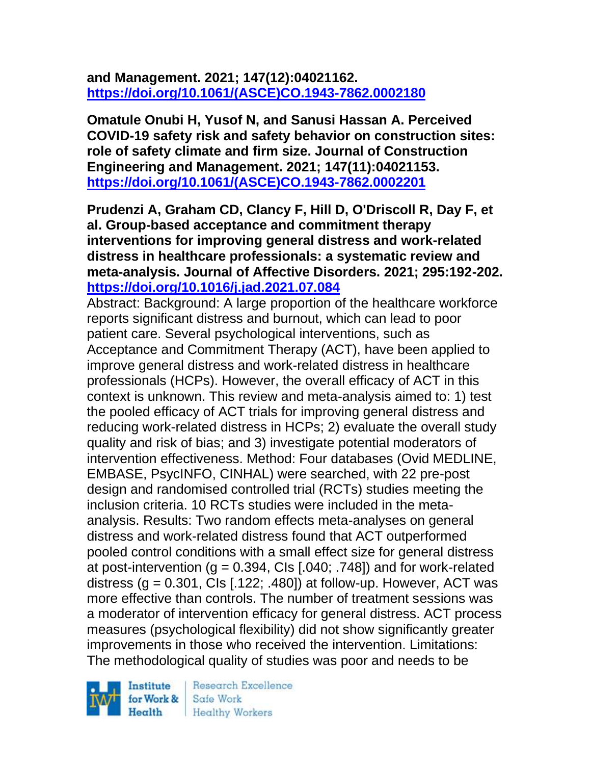**and Management. 2021; 147(12):04021162. https://doi.org/10.1061/(ASCE)CO.1943-7862.0002180**

**Omatule Onubi H, Yusof N, and Sanusi Hassan A. Perceived COVID-19 safety risk and safety behavior on construction sites: role of safety climate and firm size. Journal of Construction Engineering and Management. 2021; 147(11):04021153. https://doi.org/10.1061/(ASCE)CO.1943-7862.0002201**

**Prudenzi A, Graham CD, Clancy F, Hill D, O'Driscoll R, Day F, et al. Group-based acceptance and commitment therapy interventions for improving general distress and work-related distress in healthcare professionals: a systematic review and meta-analysis. Journal of Affective Disorders. 2021; 295:192-202. https://doi.org/10.1016/j.jad.2021.07.084**

Abstract: Background: A large proportion of the healthcare workforce reports significant distress and burnout, which can lead to poor patient care. Several psychological interventions, such as Acceptance and Commitment Therapy (ACT), have been applied to improve general distress and work-related distress in healthcare professionals (HCPs). However, the overall efficacy of ACT in this context is unknown. This review and meta-analysis aimed to: 1) test the pooled efficacy of ACT trials for improving general distress and reducing work-related distress in HCPs; 2) evaluate the overall study quality and risk of bias; and 3) investigate potential moderators of intervention effectiveness. Method: Four databases (Ovid MEDLINE, EMBASE, PsycINFO, CINHAL) were searched, with 22 pre-post design and randomised controlled trial (RCTs) studies meeting the inclusion criteria. 10 RCTs studies were included in the meta-analysis. Results: Two random effects meta-analyses on general distress and work-related distress found that ACT outperformed pooled control conditions with a small effect size for general distress at post-intervention ($g = 0.394$, CIs [.040; .748]) and for work-related distress ($g = 0.301$, CIs [.122; .480]) at follow-up. However, ACT was more effective than controls. The number of treatment sessions was a moderator of intervention efficacy for general distress. ACT process measures (psychological flexibility) did not show significantly greater improvements in those who received the intervention. Limitations: The methodological quality of studies was poor and needs to be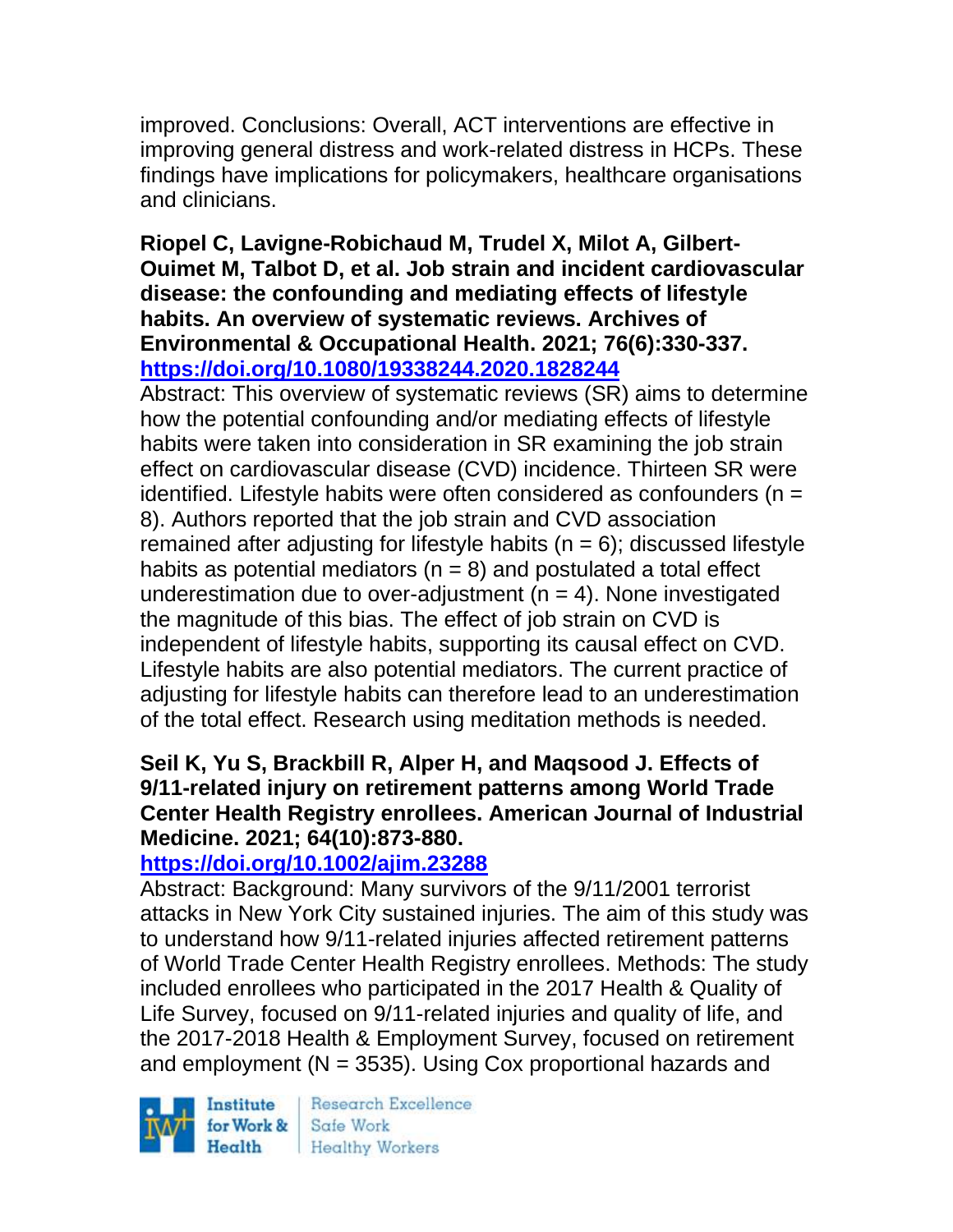improved. Conclusions: Overall, ACT interventions are effective in improving general distress and work-related distress in HCPs. These findings have implications for policymakers, healthcare organisations and clinicians.

**Riopel C, Lavigne-Robichaud M, Trudel X, Milot A, Gilbert-Ouimet M, Talbot D, et al. Job strain and incident cardiovascular disease: the confounding and mediating effects of lifestyle habits. An overview of systematic reviews. Archives of Environmental & Occupational Health. 2021; 76(6):330-337. https://doi.org/10.1080/19338244.2020.1828244**

Abstract: This overview of systematic reviews (SR) aims to determine how the potential confounding and/or mediating effects of lifestyle habits were taken into consideration in SR examining the job strain effect on cardiovascular disease (CVD) incidence. Thirteen SR were identified. Lifestyle habits were often considered as confounders (n = 8). Authors reported that the job strain and CVD association remained after adjusting for lifestyle habits (n = 6); discussed lifestyle habits as potential mediators (n = 8) and postulated a total effect underestimation due to over-adjustment (n = 4). None investigated the magnitude of this bias. The effect of job strain on CVD is independent of lifestyle habits, supporting its causal effect on CVD. Lifestyle habits are also potential mediators. The current practice of adjusting for lifestyle habits can therefore lead to an underestimation of the total effect. Research using meditation methods is needed.

**Seil K, Yu S, Brackbill R, Alper H, and Maqsood J. Effects of 9/11-related injury on retirement patterns among World Trade Center Health Registry enrollees. American Journal of Industrial Medicine. 2021; 64(10):873-880. https://doi.org/10.1002/ajim.23288**

Abstract: Background: Many survivors of the 9/11/2001 terrorist attacks in New York City sustained injuries. The aim of this study was to understand how 9/11-related injuries affected retirement patterns of World Trade Center Health Registry enrollees. Methods: The study included enrollees who participated in the 2017 Health & Quality of Life Survey, focused on 9/11-related injuries and quality of life, and the 2017-2018 Health & Employment Survey, focused on retirement and employment (N = 3535). Using Cox proportional hazards and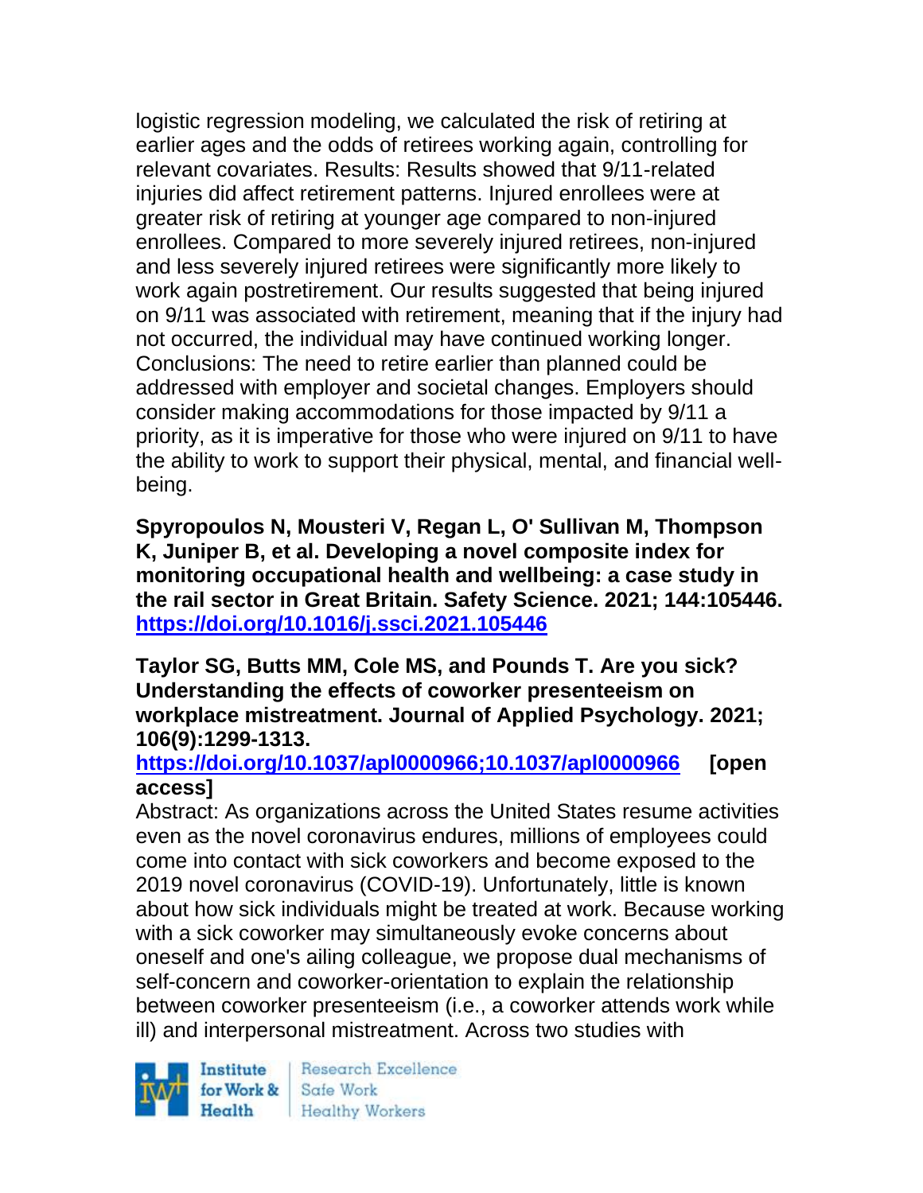logistic regression modeling, we calculated the risk of retiring at earlier ages and the odds of retirees working again, controlling for relevant covariates. Results: Results showed that 9/11-related injuries did affect retirement patterns. Injured enrollees were at greater risk of retiring at younger age compared to non-injured enrollees. Compared to more severely injured retirees, non-injured and less severely injured retirees were significantly more likely to work again postretirement. Our results suggested that being injured on 9/11 was associated with retirement, meaning that if the injury had not occurred, the individual may have continued working longer. Conclusions: The need to retire earlier than planned could be addressed with employer and societal changes. Employers should consider making accommodations for those impacted by 9/11 a priority, as it is imperative for those who were injured on 9/11 to have the ability to work to support their physical, mental, and financial well-being.

**Spyropoulos N, Mousteri V, Regan L, O' Sullivan M, Thompson K, Juniper B, et al. Developing a novel composite index for monitoring occupational health and wellbeing: a case study in the rail sector in Great Britain. Safety Science. 2021; 144:105446. https://doi.org/10.1016/j.ssci.2021.105446**

**Taylor SG, Butts MM, Cole MS, and Pounds T. Are you sick? Understanding the effects of coworker presenteeism on workplace mistreatment. Journal of Applied Psychology. 2021; 106(9):1299-1313. https://doi.org/10.1037/apl0000966;10.1037/apl0000966 [open access]**

Abstract: As organizations across the United States resume activities even as the novel coronavirus endures, millions of employees could come into contact with sick coworkers and become exposed to the 2019 novel coronavirus (COVID-19). Unfortunately, little is known about how sick individuals might be treated at work. Because working with a sick coworker may simultaneously evoke concerns about oneself and one's ailing colleague, we propose dual mechanisms of self-concern and coworker-orientation to explain the relationship between coworker presenteeism (i.e., a coworker attends work while ill) and interpersonal mistreatment. Across two studies with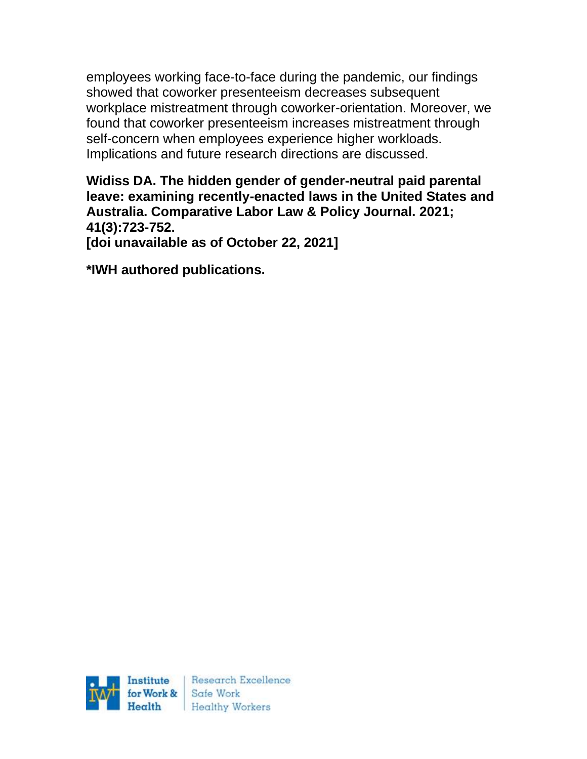employees working face-to-face during the pandemic, our findings showed that coworker presenteeism decreases subsequent workplace mistreatment through coworker-orientation. Moreover, we found that coworker presenteeism increases mistreatment through self-concern when employees experience higher workloads. Implications and future research directions are discussed.

**Widiss DA. The hidden gender of gender-neutral paid parental leave: examining recently-enacted laws in the United States and Australia. Comparative Labor Law & Policy Journal. 2021; 41(3):723-752.**
**[doi unavailable as of October 22, 2021]**

**\*IWH authored publications.**